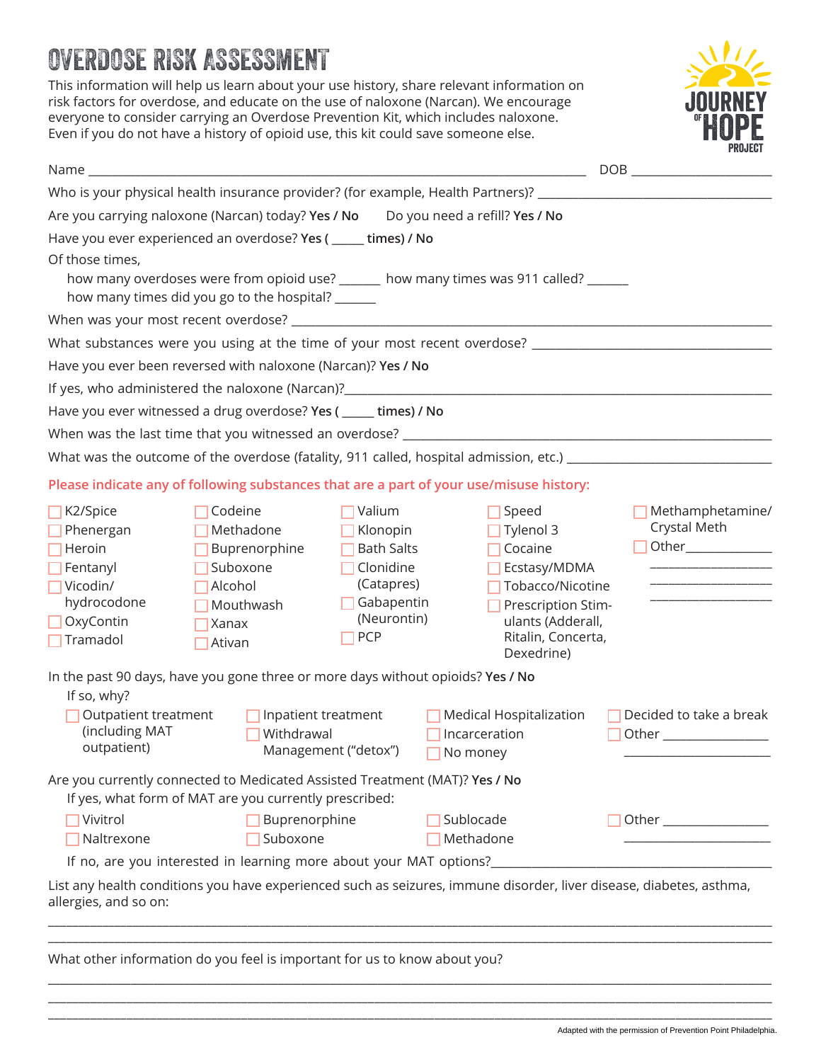# OVERDOSE RISK ASSESSMENT

This information will help us learn about your use history, share relevant information on risk factors for overdose, and educate on the use of naloxone (Narcan). We encourage everyone to consider carrying an Overdose Prevention Kit, which includes naloxone. Even if you do not have a history of opioid use, this kit could save someone else.

JOURNEY OF HOPE PROJECT

Name ___________________________________________________________________________ DOB ______________________

Who is your physical health insurance provider? (for example, Health Partners)? ______________________________________

Are you carrying naloxone (Narcan) today? **Yes / No** Do you need a refill? **Yes / No**

Have you ever experienced an overdose? **Yes ( _____ times) / No**

Of those times,

how many overdoses were from opioid use? ______ how many times was 911 called? ______

how many times did you go to the hospital? ______

When was your most recent overdose? ____________________________________________________________________

What substances were you using at the time of your most recent overdose? ______________________________________

Have you ever been reversed with naloxone (Narcan)? **Yes / No**

If yes, who administered the naloxone (Narcan)?_____________________________________________________________

Have you ever witnessed a drug overdose? **Yes ( _____ times) / No**

When was the last time that you witnessed an overdose? _____________________________________________________

What was the outcome of the overdose (fatality, 911 called, hospital admission, etc.) _______________________________

**Please indicate any of following substances that are a part of your use/misuse history:**

- ☐ K2/Spice
- ☐ Phenergan
- ☐ Heroin
- ☐ Fentanyl
- ☐ Vicodin/ hydrocodone
- ☐ OxyContin
- ☐ Tramadol
- ☐ Codeine
- ☐ Methadone
- ☐ Buprenorphine
- ☐ Suboxone
- ☐ Alcohol
- ☐ Mouthwash
- ☐ Xanax
- ☐ Ativan
- ☐ Valium
- ☐ Klonopin
- ☐ Bath Salts
- ☐ Clonidine (Catapres)
- ☐ Gabapentin (Neurontin)
- ☐ PCP
- ☐ Speed
- ☐ Tylenol 3
- ☐ Cocaine
- ☐ Ecstasy/MDMA
- ☐ Tobacco/Nicotine
- ☐ Prescription Stimulants (Adderall, Ritalin, Concerta, Dexedrine)
- ☐ Methamphetamine/ Crystal Meth
- ☐ Other______________ ___________________ ___________________ ___________________

In the past 90 days, have you gone three or more days without opioids? **Yes / No**

If so, why?

- ☐ Outpatient treatment (including MAT outpatient)
- ☐ Inpatient treatment
- ☐ Withdrawal Management ("detox")
- ☐ Medical Hospitalization
- ☐ Incarceration
- ☐ No money
- ☐ Decided to take a break
- ☐ Other ________________ ______________________

Are you currently connected to Medicated Assisted Treatment (MAT)? **Yes / No**

If yes, what form of MAT are you currently prescribed:

- ☐ Vivitrol
- ☐ Naltrexone
- ☐ Buprenorphine
- ☐ Suboxone
- ☐ Sublocade
- ☐ Methadone
- ☐ Other ________________ ______________________

If no, are you interested in learning more about your MAT options?_____________________________________________

List any health conditions you have experienced such as seizures, immune disorder, liver disease, diabetes, asthma, allergies, and so on:

___________________________________________________________________________________________________

___________________________________________________________________________________________________

What other information do you feel is important for us to know about you?

___________________________________________________________________________________________________

___________________________________________________________________________________________________

___________________________________________________________________________________________________

Adapted with the permission of Prevention Point Philadelphia.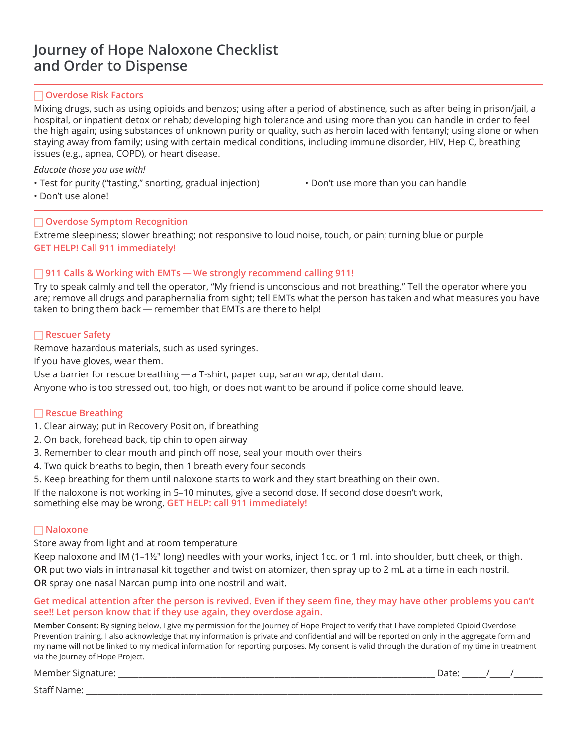# Journey of Hope Naloxone Checklist and Order to Dispense

## ☐ Overdose Risk Factors

Mixing drugs, such as using opioids and benzos; using after a period of abstinence, such as after being in prison/jail, a hospital, or inpatient detox or rehab; developing high tolerance and using more than you can handle in order to feel the high again; using substances of unknown purity or quality, such as heroin laced with fentanyl; using alone or when staying away from family; using with certain medical conditions, including immune disorder, HIV, Hep C, breathing issues (e.g., apnea, COPD), or heart disease.

*Educate those you use with!*

- Test for purity ("tasting," snorting, gradual injection)
- Don't use more than you can handle
- Don't use alone!

## ☐ Overdose Symptom Recognition

Extreme sleepiness; slower breathing; not responsive to loud noise, touch, or pain; turning blue or purple

**GET HELP! Call 911 immediately!**

## ☐ 911 Calls & Working with EMTs — We strongly recommend calling 911!

Try to speak calmly and tell the operator, "My friend is unconscious and not breathing." Tell the operator where you are; remove all drugs and paraphernalia from sight; tell EMTs what the person has taken and what measures you have taken to bring them back — remember that EMTs are there to help!

## ☐ Rescuer Safety

Remove hazardous materials, such as used syringes.

If you have gloves, wear them.

Use a barrier for rescue breathing — a T-shirt, paper cup, saran wrap, dental dam.

Anyone who is too stressed out, too high, or does not want to be around if police come should leave.

## ☐ Rescue Breathing

1. Clear airway; put in Recovery Position, if breathing
2. On back, forehead back, tip chin to open airway
3. Remember to clear mouth and pinch off nose, seal your mouth over theirs
4. Two quick breaths to begin, then 1 breath every four seconds
5. Keep breathing for them until naloxone starts to work and they start breathing on their own.

If the naloxone is not working in 5–10 minutes, give a second dose. If second dose doesn't work, something else may be wrong. **GET HELP: call 911 immediately!**

## ☐ Naloxone

Store away from light and at room temperature

Keep naloxone and IM (1–1½" long) needles with your works, inject 1cc. or 1 ml. into shoulder, butt cheek, or thigh.

**OR** put two vials in intranasal kit together and twist on atomizer, then spray up to 2 mL at a time in each nostril.

**OR** spray one nasal Narcan pump into one nostril and wait.

**Get medical attention after the person is revived. Even if they seem fine, they may have other problems you can't see!! Let person know that if they use again, they overdose again.**

**Member Consent:** By signing below, I give my permission for the Journey of Hope Project to verify that I have completed Opioid Overdose Prevention training. I also acknowledge that my information is private and confidential and will be reported on only in the aggregate form and my name will not be linked to my medical information for reporting purposes. My consent is valid through the duration of my time in treatment via the Journey of Hope Project.

Member Signature: ______________________________ Date: _____/_____/_______

Staff Name: ______________________________